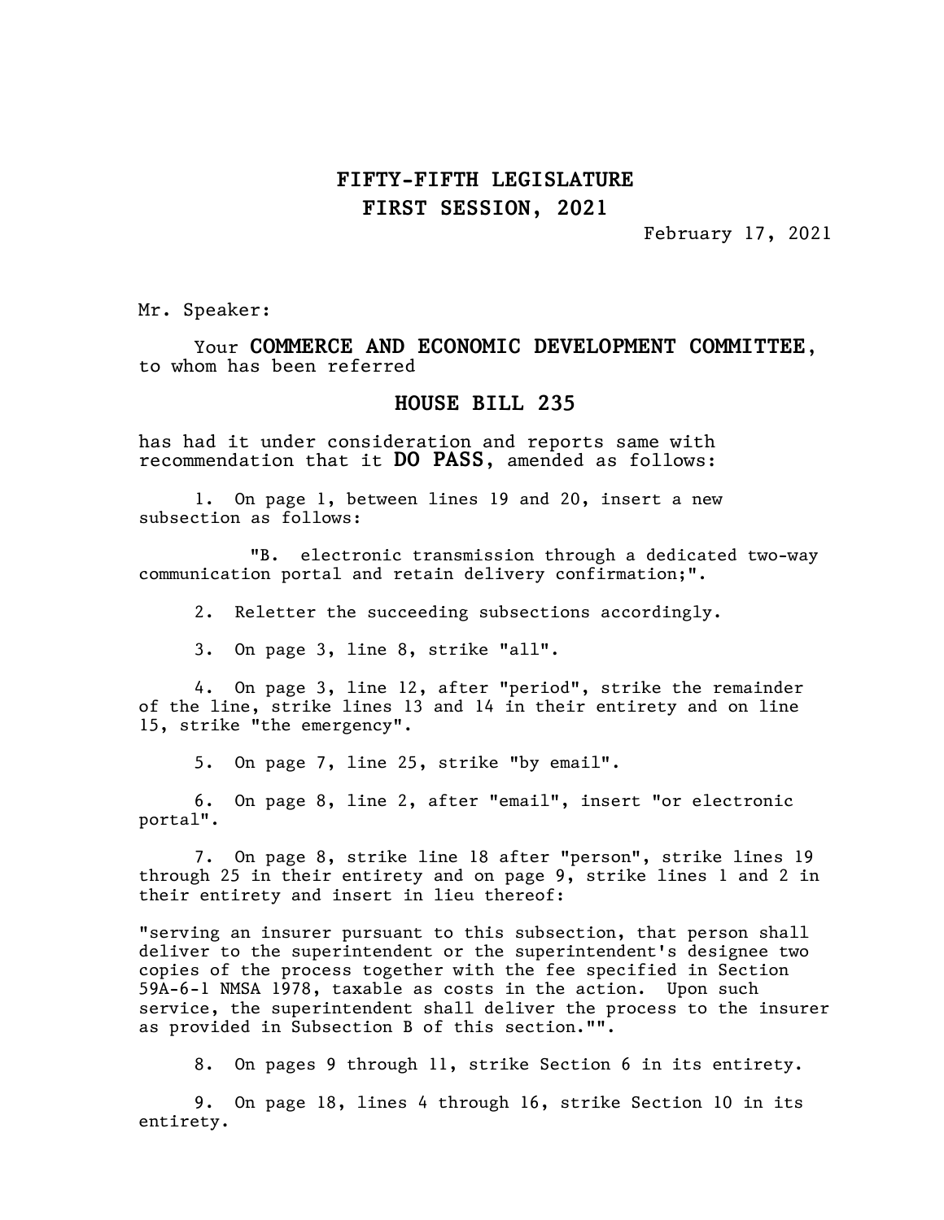# FIFTY-FIFTH LEGISLATURE
# FIRST SESSION, 2021

February 17, 2021

Mr. Speaker:

Your **COMMERCE AND ECONOMIC DEVELOPMENT COMMITTEE**, to whom has been referred

## HOUSE BILL 235

has had it under consideration and reports same with recommendation that it **DO PASS**, amended as follows:

1. On page 1, between lines 19 and 20, insert a new subsection as follows:

   "B. electronic transmission through a dedicated two-way communication portal and retain delivery confirmation;".

2. Reletter the succeeding subsections accordingly.

3. On page 3, line 8, strike "all".

4. On page 3, line 12, after "period", strike the remainder of the line, strike lines 13 and 14 in their entirety and on line 15, strike "the emergency".

5. On page 7, line 25, strike "by email".

6. On page 8, line 2, after "email", insert "or electronic portal".

7. On page 8, strike line 18 after "person", strike lines 19 through 25 in their entirety and on page 9, strike lines 1 and 2 in their entirety and insert in lieu thereof:

"serving an insurer pursuant to this subsection, that person shall deliver to the superintendent or the superintendent's designee two copies of the process together with the fee specified in Section 59A-6-1 NMSA 1978, taxable as costs in the action. Upon such service, the superintendent shall deliver the process to the insurer as provided in Subsection B of this section."".

8. On pages 9 through 11, strike Section 6 in its entirety.

9. On page 18, lines 4 through 16, strike Section 10 in its entirety.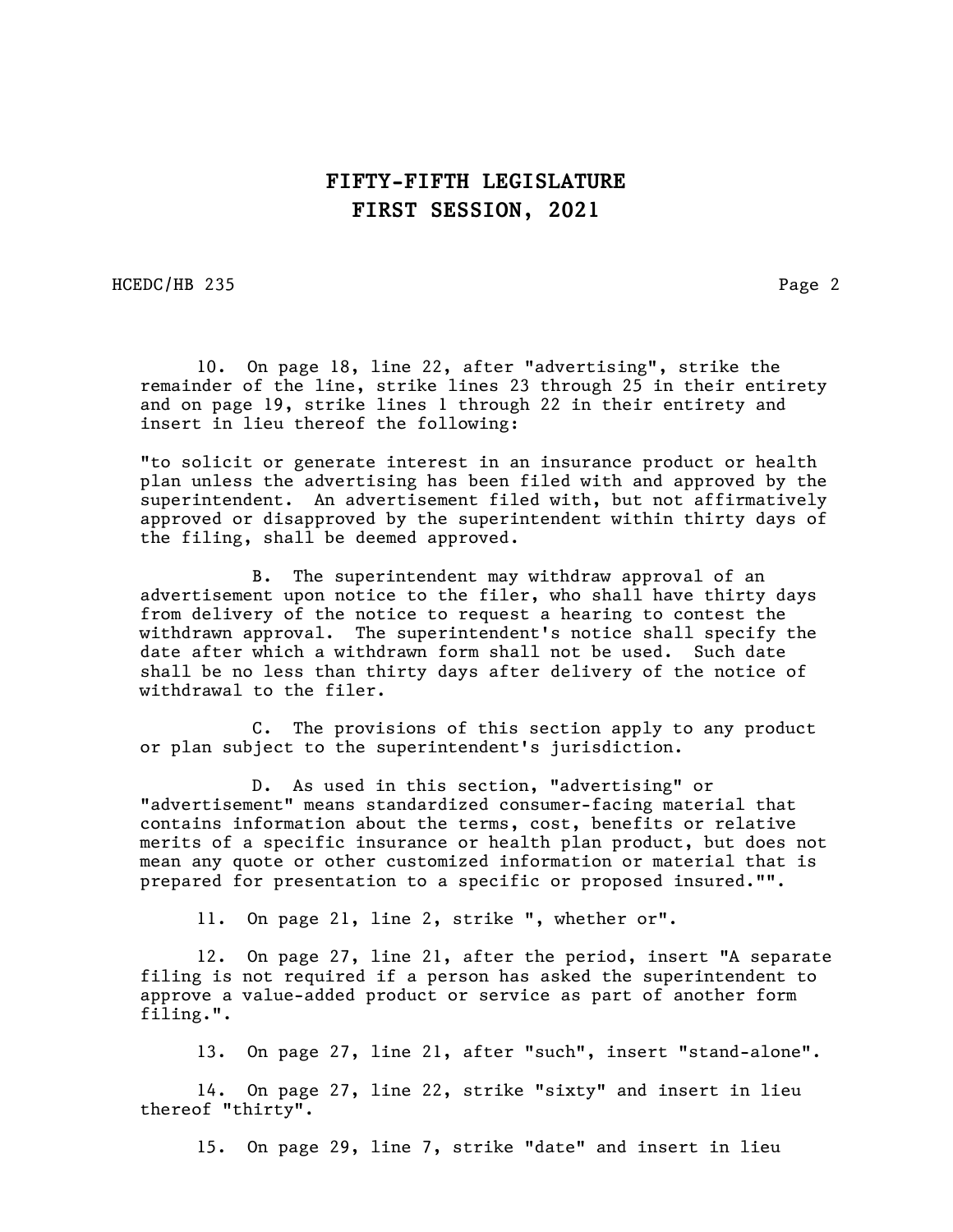# FIFTY-FIFTH LEGISLATURE
# FIRST SESSION, 2021

HCEDC/HB 235

10. On page 18, line 22, after "advertising", strike the remainder of the line, strike lines 23 through 25 in their entirety and on page 19, strike lines 1 through 22 in their entirety and insert in lieu thereof the following:

"to solicit or generate interest in an insurance product or health plan unless the advertising has been filed with and approved by the superintendent. An advertisement filed with, but not affirmatively approved or disapproved by the superintendent within thirty days of the filing, shall be deemed approved.

B. The superintendent may withdraw approval of an advertisement upon notice to the filer, who shall have thirty days from delivery of the notice to request a hearing to contest the withdrawn approval. The superintendent's notice shall specify the date after which a withdrawn form shall not be used. Such date shall be no less than thirty days after delivery of the notice of withdrawal to the filer.

C. The provisions of this section apply to any product or plan subject to the superintendent's jurisdiction.

D. As used in this section, "advertising" or "advertisement" means standardized consumer-facing material that contains information about the terms, cost, benefits or relative merits of a specific insurance or health plan product, but does not mean any quote or other customized information or material that is prepared for presentation to a specific or proposed insured."".

11. On page 21, line 2, strike ", whether or".

12. On page 27, line 21, after the period, insert "A separate filing is not required if a person has asked the superintendent to approve a value-added product or service as part of another form filing.".

13. On page 27, line 21, after "such", insert "stand-alone".

14. On page 27, line 22, strike "sixty" and insert in lieu thereof "thirty".

15. On page 29, line 7, strike "date" and insert in lieu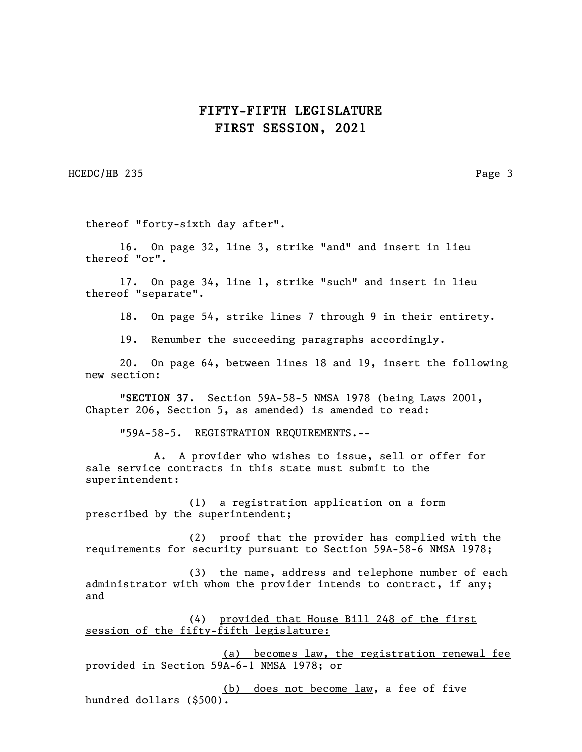thereof "forty-sixth day after".

16. On page 32, line 3, strike "and" and insert in lieu thereof "or".

17. On page 34, line 1, strike "such" and insert in lieu thereof "separate".

18. On page 54, strike lines 7 through 9 in their entirety.

19. Renumber the succeeding paragraphs accordingly.

20. On page 64, between lines 18 and 19, insert the following new section:

"**SECTION 37.** Section 59A-58-5 NMSA 1978 (being Laws 2001, Chapter 206, Section 5, as amended) is amended to read:

"59A-58-5. REGISTRATION REQUIREMENTS.--

A. A provider who wishes to issue, sell or offer for sale service contracts in this state must submit to the superintendent:

(1) a registration application on a form prescribed by the superintendent;

(2) proof that the provider has complied with the requirements for security pursuant to Section 59A-58-6 NMSA 1978;

(3) the name, address and telephone number of each administrator with whom the provider intends to contract, if any; and

(4) <u>provided that House Bill 248 of the first session of the fifty-fifth legislature:</u>

<u>(a) becomes law, the registration renewal fee provided in Section 59A-6-1 NMSA 1978; or</u>

<u>(b) does not become law</u>, a fee of five hundred dollars ($500).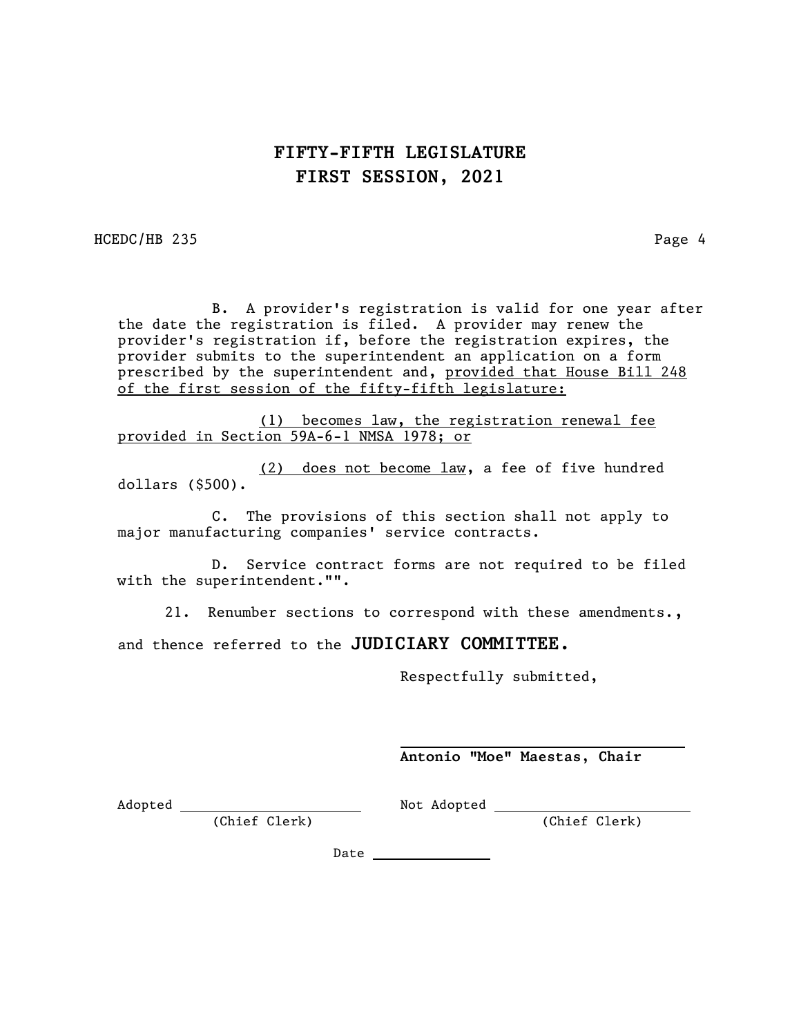# FIFTY-FIFTH LEGISLATURE
# FIRST SESSION, 2021

HCEDC/HB 235

B. A provider's registration is valid for one year after the date the registration is filed. A provider may renew the provider's registration if, before the registration expires, the provider submits to the superintendent an application on a form prescribed by the superintendent and, <u>provided that House Bill 248 of the first session of the fifty-fifth legislature:</u>

<u>(1) becomes law, the registration renewal fee provided in Section 59A-6-1 NMSA 1978; or</u>

<u>(2) does not become law</u>, a fee of five hundred dollars ($500).

C. The provisions of this section shall not apply to major manufacturing companies' service contracts.

D. Service contract forms are not required to be filed with the superintendent."".

21. Renumber sections to correspond with these amendments.,

and thence referred to the **JUDICIARY COMMITTEE.**

Respectfully submitted,

\_\_\_\_\_\_\_\_\_\_\_\_\_\_\_\_\_\_\_\_\_\_\_\_\_\_\_\_\_\_
**Antonio "Moe" Maestas, Chair**

Adopted \_\_\_\_\_\_\_\_\_\_\_\_\_\_\_\_\_\_\_\_ (Chief Clerk)

Not Adopted \_\_\_\_\_\_\_\_\_\_\_\_\_\_\_\_\_\_\_\_ (Chief Clerk)

Date \_\_\_\_\_\_\_\_\_\_\_\_\_\_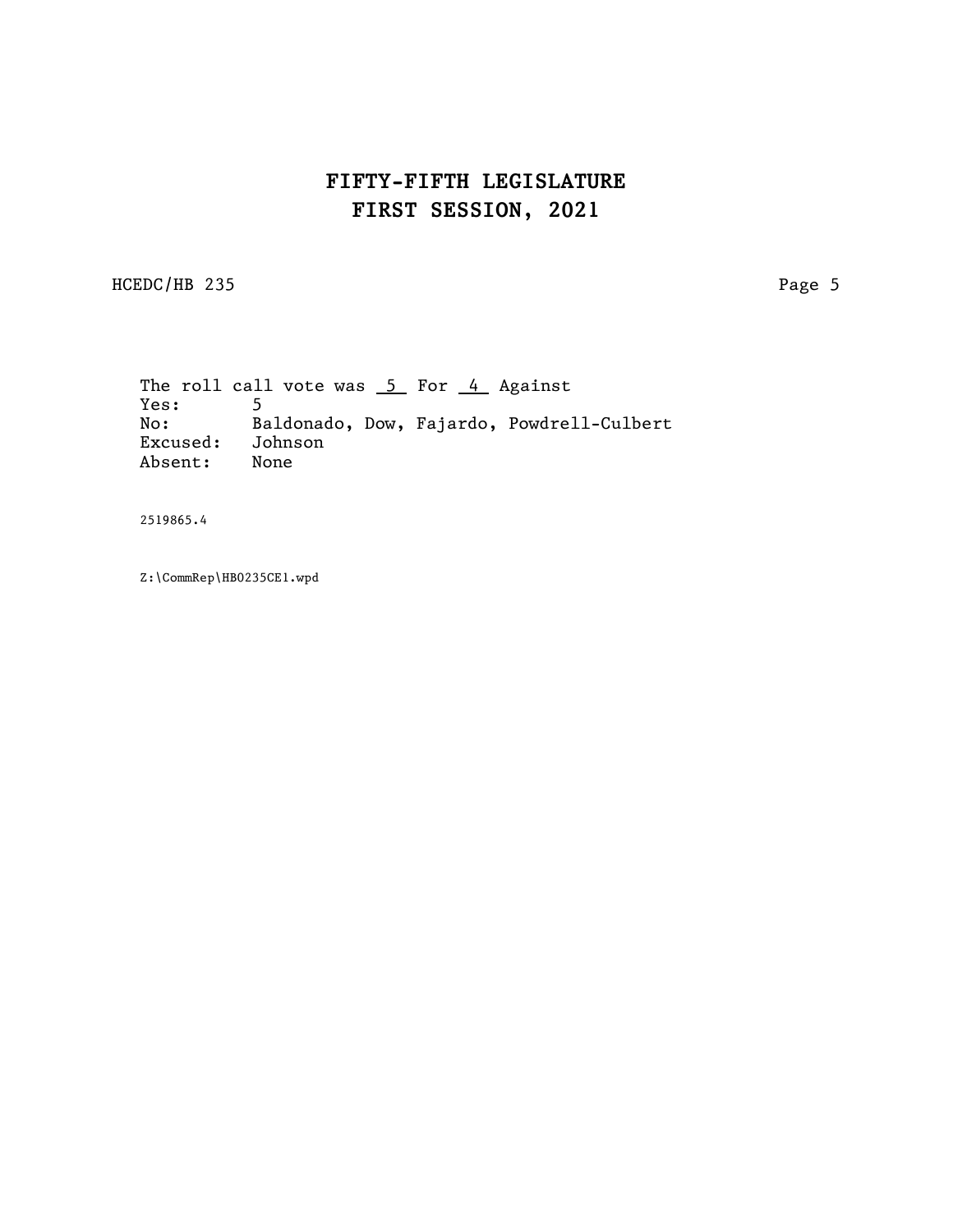The roll call vote was 5 For 4 Against

| | |
|---|---|
| Yes: | 5 |
| No: | Baldonado, Dow, Fajardo, Powdrell-Culbert |
| Excused: | Johnson |
| Absent: | None |

2519865.4

Z:\CommRep\HB0235CE1.wpd